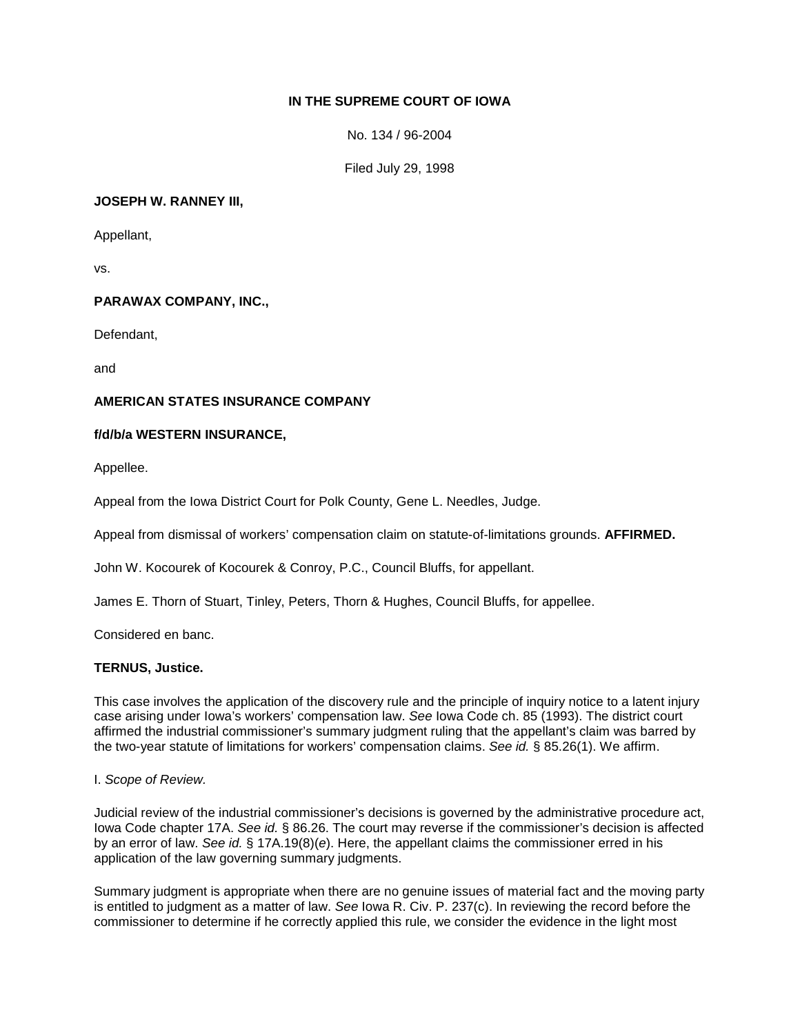**IN THE SUPREME COURT OF IOWA**

No. 134 / 96-2004

Filed July 29, 1998

**JOSEPH W. RANNEY III,**

Appellant,

vs.

**PARAWAX COMPANY, INC.,**

Defendant,

and

**AMERICAN STATES INSURANCE COMPANY**

**f/d/b/a WESTERN INSURANCE,**

Appellee.

Appeal from the Iowa District Court for Polk County, Gene L. Needles, Judge.

Appeal from dismissal of workers' compensation claim on statute-of-limitations grounds. **AFFIRMED.**

John W. Kocourek of Kocourek & Conroy, P.C., Council Bluffs, for appellant.

James E. Thorn of Stuart, Tinley, Peters, Thorn & Hughes, Council Bluffs, for appellee.

Considered en banc.

**TERNUS, Justice.**

This case involves the application of the discovery rule and the principle of inquiry notice to a latent injury case arising under Iowa's workers' compensation law. *See* Iowa Code ch. 85 (1993). The district court affirmed the industrial commissioner's summary judgment ruling that the appellant's claim was barred by the two-year statute of limitations for workers' compensation claims. *See id.* § 85.26(1). We affirm.

I. *Scope of Review.*

Judicial review of the industrial commissioner's decisions is governed by the administrative procedure act, Iowa Code chapter 17A. *See id.* § 86.26. The court may reverse if the commissioner's decision is affected by an error of law. *See id.* § 17A.19(8)(*e*). Here, the appellant claims the commissioner erred in his application of the law governing summary judgments.

Summary judgment is appropriate when there are no genuine issues of material fact and the moving party is entitled to judgment as a matter of law. *See* Iowa R. Civ. P. 237(c). In reviewing the record before the commissioner to determine if he correctly applied this rule, we consider the evidence in the light most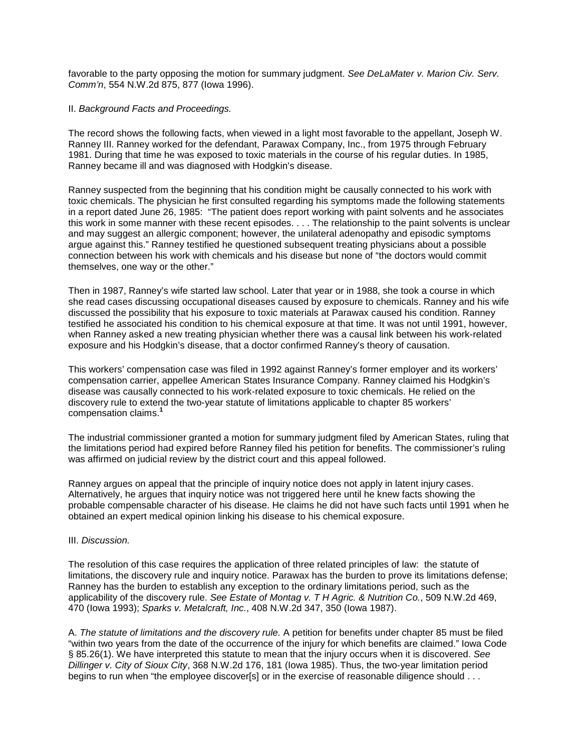favorable to the party opposing the motion for summary judgment. *See DeLaMater v. Marion Civ. Serv. Comm'n*, 554 N.W.2d 875, 877 (Iowa 1996).

II. *Background Facts and Proceedings.*

The record shows the following facts, when viewed in a light most favorable to the appellant, Joseph W. Ranney III. Ranney worked for the defendant, Parawax Company, Inc., from 1975 through February 1981. During that time he was exposed to toxic materials in the course of his regular duties. In 1985, Ranney became ill and was diagnosed with Hodgkin's disease.

Ranney suspected from the beginning that his condition might be causally connected to his work with toxic chemicals. The physician he first consulted regarding his symptoms made the following statements in a report dated June 26, 1985: "The patient does report working with paint solvents and he associates this work in some manner with these recent episodes. . . . The relationship to the paint solvents is unclear and may suggest an allergic component; however, the unilateral adenopathy and episodic symptoms argue against this." Ranney testified he questioned subsequent treating physicians about a possible connection between his work with chemicals and his disease but none of "the doctors would commit themselves, one way or the other."

Then in 1987, Ranney's wife started law school. Later that year or in 1988, she took a course in which she read cases discussing occupational diseases caused by exposure to chemicals. Ranney and his wife discussed the possibility that his exposure to toxic materials at Parawax caused his condition. Ranney testified he associated his condition to his chemical exposure at that time. It was not until 1991, however, when Ranney asked a new treating physician whether there was a causal link between his work-related exposure and his Hodgkin's disease, that a doctor confirmed Ranney's theory of causation.

This workers' compensation case was filed in 1992 against Ranney's former employer and its workers' compensation carrier, appellee American States Insurance Company. Ranney claimed his Hodgkin's disease was causally connected to his work-related exposure to toxic chemicals. He relied on the discovery rule to extend the two-year statute of limitations applicable to chapter 85 workers' compensation claims.[1]

The industrial commissioner granted a motion for summary judgment filed by American States, ruling that the limitations period had expired before Ranney filed his petition for benefits. The commissioner's ruling was affirmed on judicial review by the district court and this appeal followed.

Ranney argues on appeal that the principle of inquiry notice does not apply in latent injury cases. Alternatively, he argues that inquiry notice was not triggered here until he knew facts showing the probable compensable character of his disease. He claims he did not have such facts until 1991 when he obtained an expert medical opinion linking his disease to his chemical exposure.

III. *Discussion.*

The resolution of this case requires the application of three related principles of law: the statute of limitations, the discovery rule and inquiry notice. Parawax has the burden to prove its limitations defense; Ranney has the burden to establish any exception to the ordinary limitations period, such as the applicability of the discovery rule. *See Estate of Montag v. T H Agric. & Nutrition Co.*, 509 N.W.2d 469, 470 (Iowa 1993); *Sparks v. Metalcraft, Inc.*, 408 N.W.2d 347, 350 (Iowa 1987).

A. *The statute of limitations and the discovery rule.* A petition for benefits under chapter 85 must be filed "within two years from the date of the occurrence of the injury for which benefits are claimed." Iowa Code § 85.26(1). We have interpreted this statute to mean that the injury occurs when it is discovered. *See Dillinger v. City of Sioux City*, 368 N.W.2d 176, 181 (Iowa 1985). Thus, the two-year limitation period begins to run when "the employee discover[s] or in the exercise of reasonable diligence should . . .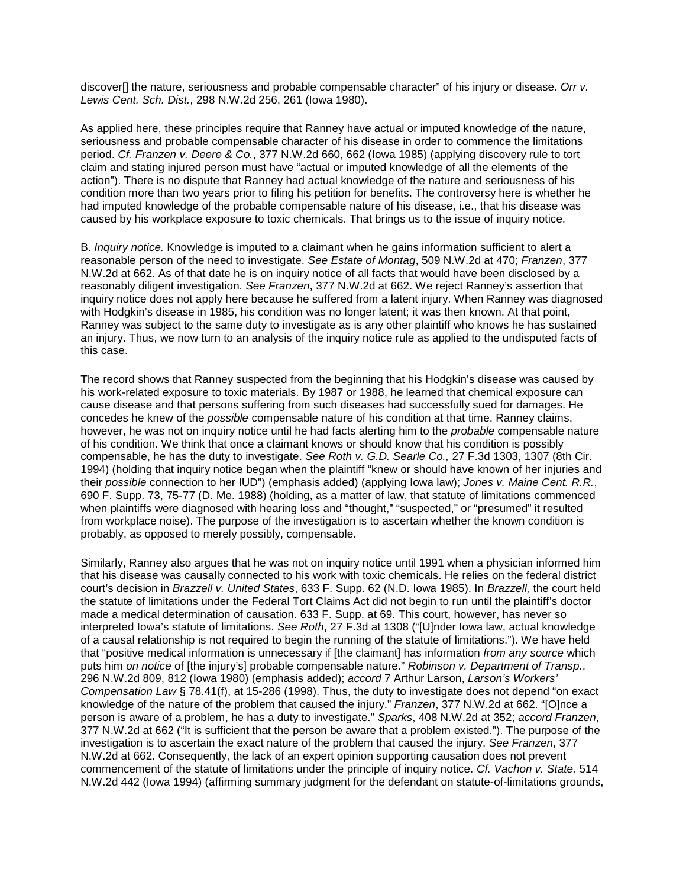discover[] the nature, seriousness and probable compensable character" of his injury or disease. *Orr v. Lewis Cent. Sch. Dist.*, 298 N.W.2d 256, 261 (Iowa 1980).

As applied here, these principles require that Ranney have actual or imputed knowledge of the nature, seriousness and probable compensable character of his disease in order to commence the limitations period. *Cf. Franzen v. Deere & Co.*, 377 N.W.2d 660, 662 (Iowa 1985) (applying discovery rule to tort claim and stating injured person must have "actual or imputed knowledge of all the elements of the action"). There is no dispute that Ranney had actual knowledge of the nature and seriousness of his condition more than two years prior to filing his petition for benefits. The controversy here is whether he had imputed knowledge of the probable compensable nature of his disease, i.e., that his disease was caused by his workplace exposure to toxic chemicals. That brings us to the issue of inquiry notice.

B. *Inquiry notice.* Knowledge is imputed to a claimant when he gains information sufficient to alert a reasonable person of the need to investigate. *See Estate of Montag*, 509 N.W.2d at 470; *Franzen*, 377 N.W.2d at 662. As of that date he is on inquiry notice of all facts that would have been disclosed by a reasonably diligent investigation. *See Franzen*, 377 N.W.2d at 662. We reject Ranney's assertion that inquiry notice does not apply here because he suffered from a latent injury. When Ranney was diagnosed with Hodgkin's disease in 1985, his condition was no longer latent; it was then known. At that point, Ranney was subject to the same duty to investigate as is any other plaintiff who knows he has sustained an injury. Thus, we now turn to an analysis of the inquiry notice rule as applied to the undisputed facts of this case.

The record shows that Ranney suspected from the beginning that his Hodgkin's disease was caused by his work-related exposure to toxic materials. By 1987 or 1988, he learned that chemical exposure can cause disease and that persons suffering from such diseases had successfully sued for damages. He concedes he knew of the *possible* compensable nature of his condition at that time. Ranney claims, however, he was not on inquiry notice until he had facts alerting him to the *probable* compensable nature of his condition. We think that once a claimant knows or should know that his condition is possibly compensable, he has the duty to investigate. *See Roth v. G.D. Searle Co.,* 27 F.3d 1303, 1307 (8th Cir. 1994) (holding that inquiry notice began when the plaintiff "knew or should have known of her injuries and their *possible* connection to her IUD") (emphasis added) (applying Iowa law); *Jones v. Maine Cent. R.R.*, 690 F. Supp. 73, 75-77 (D. Me. 1988) (holding, as a matter of law, that statute of limitations commenced when plaintiffs were diagnosed with hearing loss and "thought," "suspected," or "presumed" it resulted from workplace noise). The purpose of the investigation is to ascertain whether the known condition is probably, as opposed to merely possibly, compensable.

Similarly, Ranney also argues that he was not on inquiry notice until 1991 when a physician informed him that his disease was causally connected to his work with toxic chemicals. He relies on the federal district court's decision in *Brazzell v. United States*, 633 F. Supp. 62 (N.D. Iowa 1985). In *Brazzell,* the court held the statute of limitations under the Federal Tort Claims Act did not begin to run until the plaintiff's doctor made a medical determination of causation. 633 F. Supp. at 69. This court, however, has never so interpreted Iowa's statute of limitations. *See Roth*, 27 F.3d at 1308 ("[U]nder Iowa law, actual knowledge of a causal relationship is not required to begin the running of the statute of limitations."). We have held that "positive medical information is unnecessary if [the claimant] has information *from any source* which puts him *on notice* of [the injury's] probable compensable nature." *Robinson v. Department of Transp.*, 296 N.W.2d 809, 812 (Iowa 1980) (emphasis added); *accord* 7 Arthur Larson, *Larson's Workers' Compensation Law* § 78.41(f), at 15-286 (1998). Thus, the duty to investigate does not depend "on exact knowledge of the nature of the problem that caused the injury." *Franzen*, 377 N.W.2d at 662. "[O]nce a person is aware of a problem, he has a duty to investigate." *Sparks*, 408 N.W.2d at 352; *accord Franzen*, 377 N.W.2d at 662 ("It is sufficient that the person be aware that a problem existed."). The purpose of the investigation is to ascertain the exact nature of the problem that caused the injury. *See Franzen*, 377 N.W.2d at 662. Consequently, the lack of an expert opinion supporting causation does not prevent commencement of the statute of limitations under the principle of inquiry notice. *Cf. Vachon v. State,* 514 N.W.2d 442 (Iowa 1994) (affirming summary judgment for the defendant on statute-of-limitations grounds,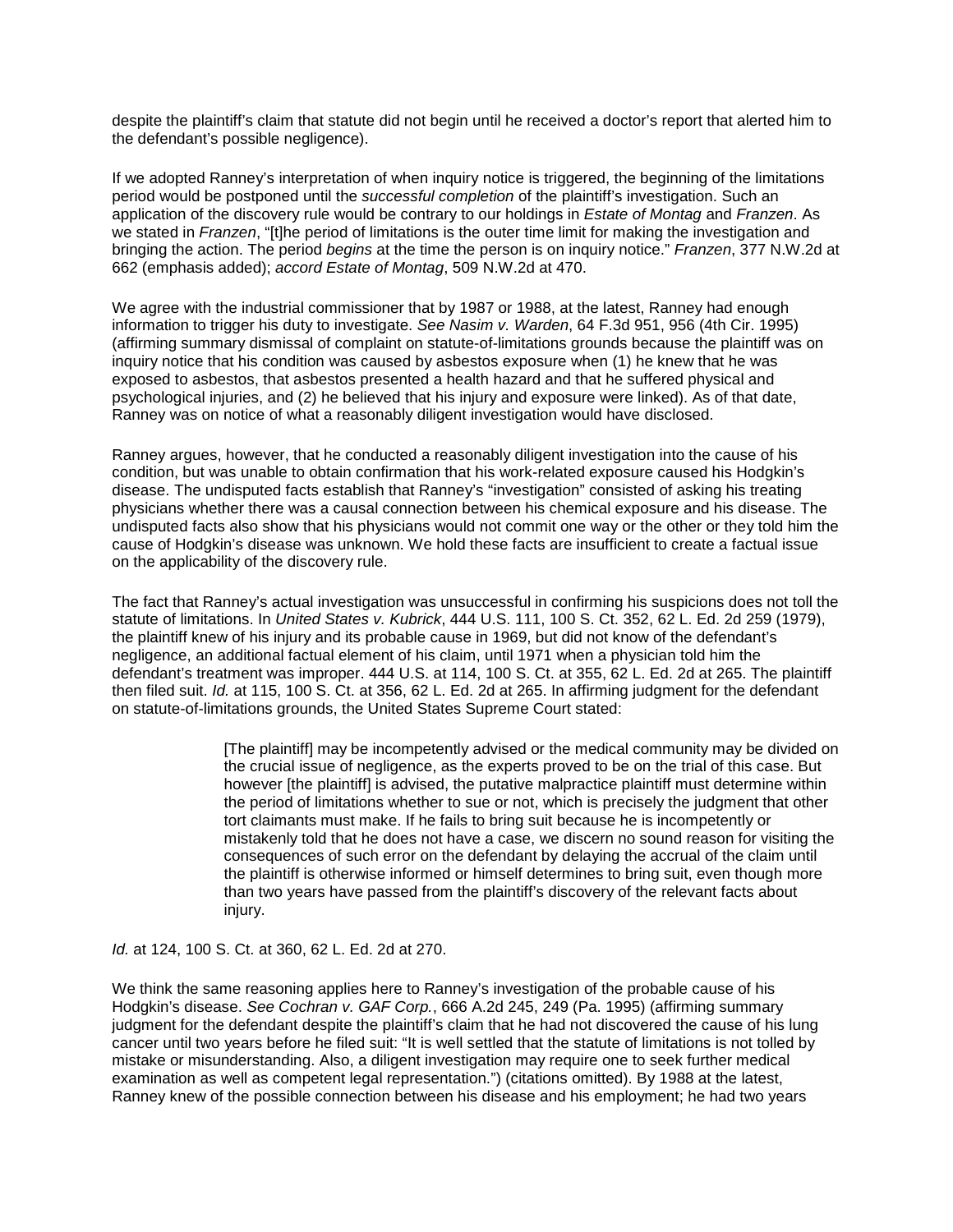despite the plaintiff's claim that statute did not begin until he received a doctor's report that alerted him to the defendant's possible negligence).

If we adopted Ranney's interpretation of when inquiry notice is triggered, the beginning of the limitations period would be postponed until the *successful completion* of the plaintiff's investigation. Such an application of the discovery rule would be contrary to our holdings in *Estate of Montag* and *Franzen*. As we stated in *Franzen*, "[t]he period of limitations is the outer time limit for making the investigation and bringing the action. The period *begins* at the time the person is on inquiry notice." *Franzen*, 377 N.W.2d at 662 (emphasis added); *accord Estate of Montag*, 509 N.W.2d at 470.

We agree with the industrial commissioner that by 1987 or 1988, at the latest, Ranney had enough information to trigger his duty to investigate. *See Nasim v. Warden*, 64 F.3d 951, 956 (4th Cir. 1995) (affirming summary dismissal of complaint on statute-of-limitations grounds because the plaintiff was on inquiry notice that his condition was caused by asbestos exposure when (1) he knew that he was exposed to asbestos, that asbestos presented a health hazard and that he suffered physical and psychological injuries, and (2) he believed that his injury and exposure were linked). As of that date, Ranney was on notice of what a reasonably diligent investigation would have disclosed.

Ranney argues, however, that he conducted a reasonably diligent investigation into the cause of his condition, but was unable to obtain confirmation that his work-related exposure caused his Hodgkin's disease. The undisputed facts establish that Ranney's "investigation" consisted of asking his treating physicians whether there was a causal connection between his chemical exposure and his disease. The undisputed facts also show that his physicians would not commit one way or the other or they told him the cause of Hodgkin's disease was unknown. We hold these facts are insufficient to create a factual issue on the applicability of the discovery rule.

The fact that Ranney's actual investigation was unsuccessful in confirming his suspicions does not toll the statute of limitations. In *United States v. Kubrick*, 444 U.S. 111, 100 S. Ct. 352, 62 L. Ed. 2d 259 (1979), the plaintiff knew of his injury and its probable cause in 1969, but did not know of the defendant's negligence, an additional factual element of his claim, until 1971 when a physician told him the defendant's treatment was improper. 444 U.S. at 114, 100 S. Ct. at 355, 62 L. Ed. 2d at 265. The plaintiff then filed suit. *Id.* at 115, 100 S. Ct. at 356, 62 L. Ed. 2d at 265. In affirming judgment for the defendant on statute-of-limitations grounds, the United States Supreme Court stated:

> [The plaintiff] may be incompetently advised or the medical community may be divided on the crucial issue of negligence, as the experts proved to be on the trial of this case. But however [the plaintiff] is advised, the putative malpractice plaintiff must determine within the period of limitations whether to sue or not, which is precisely the judgment that other tort claimants must make. If he fails to bring suit because he is incompetently or mistakenly told that he does not have a case, we discern no sound reason for visiting the consequences of such error on the defendant by delaying the accrual of the claim until the plaintiff is otherwise informed or himself determines to bring suit, even though more than two years have passed from the plaintiff's discovery of the relevant facts about injury.

*Id.* at 124, 100 S. Ct. at 360, 62 L. Ed. 2d at 270.

We think the same reasoning applies here to Ranney's investigation of the probable cause of his Hodgkin's disease. *See Cochran v. GAF Corp.*, 666 A.2d 245, 249 (Pa. 1995) (affirming summary judgment for the defendant despite the plaintiff's claim that he had not discovered the cause of his lung cancer until two years before he filed suit: "It is well settled that the statute of limitations is not tolled by mistake or misunderstanding. Also, a diligent investigation may require one to seek further medical examination as well as competent legal representation.") (citations omitted). By 1988 at the latest, Ranney knew of the possible connection between his disease and his employment; he had two years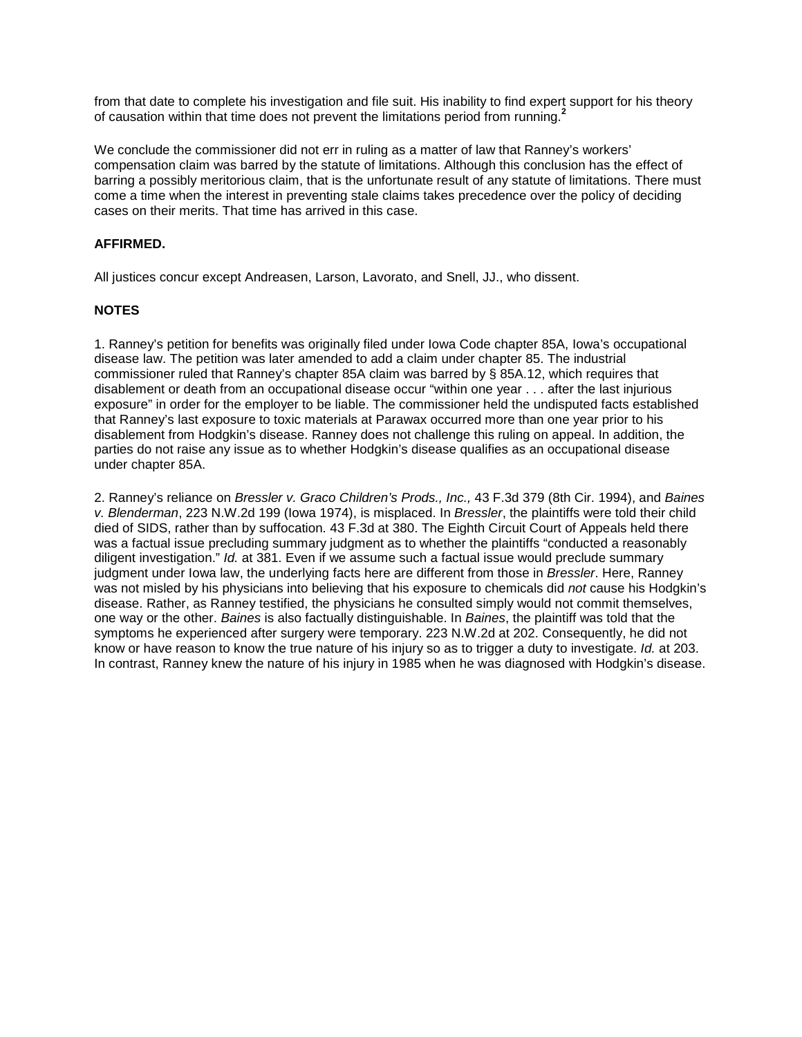from that date to complete his investigation and file suit. His inability to find expert support for his theory of causation within that time does not prevent the limitations period from running.[2]

We conclude the commissioner did not err in ruling as a matter of law that Ranney's workers' compensation claim was barred by the statute of limitations. Although this conclusion has the effect of barring a possibly meritorious claim, that is the unfortunate result of any statute of limitations. There must come a time when the interest in preventing stale claims takes precedence over the policy of deciding cases on their merits. That time has arrived in this case.

**AFFIRMED.**

All justices concur except Andreasen, Larson, Lavorato, and Snell, JJ., who dissent.

**NOTES**

1. Ranney's petition for benefits was originally filed under Iowa Code chapter 85A, Iowa's occupational disease law. The petition was later amended to add a claim under chapter 85. The industrial commissioner ruled that Ranney's chapter 85A claim was barred by § 85A.12, which requires that disablement or death from an occupational disease occur "within one year . . . after the last injurious exposure" in order for the employer to be liable. The commissioner held the undisputed facts established that Ranney's last exposure to toxic materials at Parawax occurred more than one year prior to his disablement from Hodgkin's disease. Ranney does not challenge this ruling on appeal. In addition, the parties do not raise any issue as to whether Hodgkin's disease qualifies as an occupational disease under chapter 85A.

2. Ranney's reliance on *Bressler v. Graco Children's Prods., Inc.,* 43 F.3d 379 (8th Cir. 1994), and *Baines v. Blenderman*, 223 N.W.2d 199 (Iowa 1974), is misplaced. In *Bressler*, the plaintiffs were told their child died of SIDS, rather than by suffocation. 43 F.3d at 380. The Eighth Circuit Court of Appeals held there was a factual issue precluding summary judgment as to whether the plaintiffs "conducted a reasonably diligent investigation." *Id.* at 381. Even if we assume such a factual issue would preclude summary judgment under Iowa law, the underlying facts here are different from those in *Bressler*. Here, Ranney was not misled by his physicians into believing that his exposure to chemicals did *not* cause his Hodgkin's disease. Rather, as Ranney testified, the physicians he consulted simply would not commit themselves, one way or the other. *Baines* is also factually distinguishable. In *Baines*, the plaintiff was told that the symptoms he experienced after surgery were temporary. 223 N.W.2d at 202. Consequently, he did not know or have reason to know the true nature of his injury so as to trigger a duty to investigate. *Id.* at 203. In contrast, Ranney knew the nature of his injury in 1985 when he was diagnosed with Hodgkin's disease.